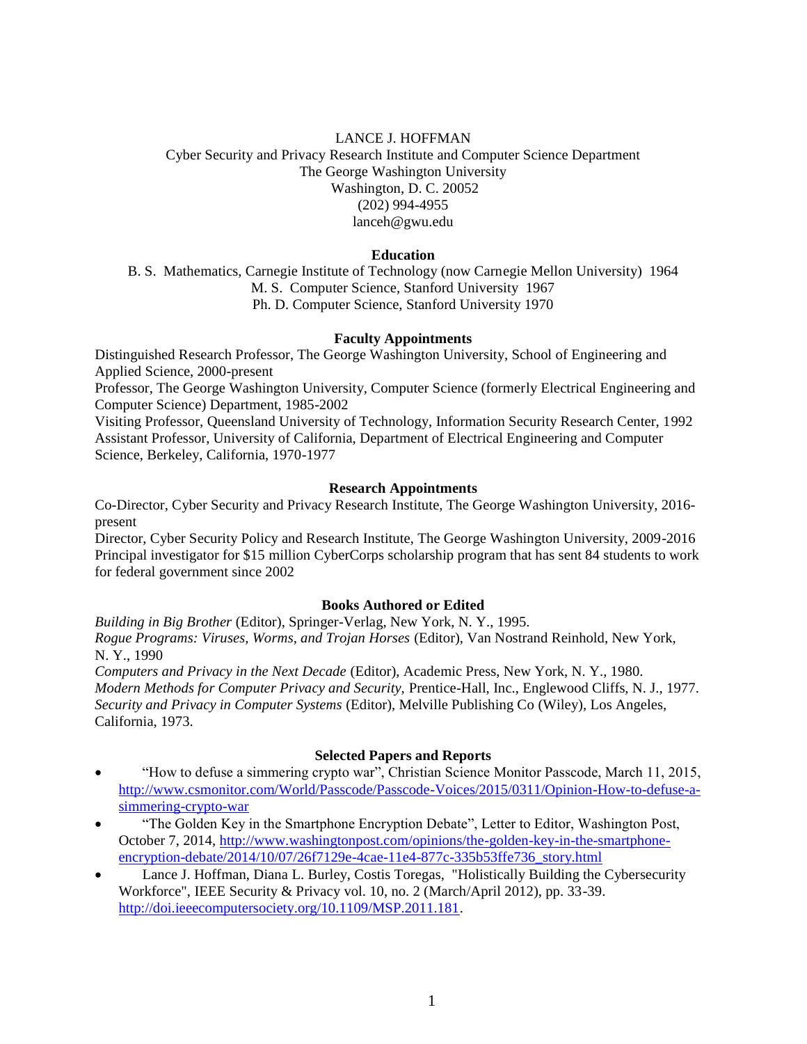# LANCE J. HOFFMAN

Cyber Security and Privacy Research Institute and Computer Science Department
The George Washington University
Washington, D. C. 20052
(202) 994-4955
lanceh@gwu.edu

## Education

B. S. Mathematics, Carnegie Institute of Technology (now Carnegie Mellon University) 1964
M. S. Computer Science, Stanford University 1967
Ph. D. Computer Science, Stanford University 1970

## Faculty Appointments

Distinguished Research Professor, The George Washington University, School of Engineering and Applied Science, 2000-present
Professor, The George Washington University, Computer Science (formerly Electrical Engineering and Computer Science) Department, 1985-2002
Visiting Professor, Queensland University of Technology, Information Security Research Center, 1992
Assistant Professor, University of California, Department of Electrical Engineering and Computer Science, Berkeley, California, 1970-1977

## Research Appointments

Co-Director, Cyber Security and Privacy Research Institute, The George Washington University, 2016-present
Director, Cyber Security Policy and Research Institute, The George Washington University, 2009-2016
Principal investigator for $15 million CyberCorps scholarship program that has sent 84 students to work for federal government since 2002

## Books Authored or Edited

*Building in Big Brother* (Editor), Springer-Verlag, New York, N. Y., 1995.
*Rogue Programs: Viruses, Worms, and Trojan Horses* (Editor), Van Nostrand Reinhold, New York, N. Y., 1990
*Computers and Privacy in the Next Decade* (Editor), Academic Press, New York, N. Y., 1980.
*Modern Methods for Computer Privacy and Security,* Prentice-Hall, Inc., Englewood Cliffs, N. J., 1977.
*Security and Privacy in Computer Systems* (Editor), Melville Publishing Co (Wiley), Los Angeles, California, 1973.

## Selected Papers and Reports

- "How to defuse a simmering crypto war", Christian Science Monitor Passcode, March 11, 2015, http://www.csmonitor.com/World/Passcode/Passcode-Voices/2015/0311/Opinion-How-to-defuse-a-simmering-crypto-war
- "The Golden Key in the Smartphone Encryption Debate", Letter to Editor, Washington Post, October 7, 2014, http://www.washingtonpost.com/opinions/the-golden-key-in-the-smartphone-encryption-debate/2014/10/07/26f7129e-4cae-11e4-877c-335b53ffe736_story.html
- Lance J. Hoffman, Diana L. Burley, Costis Toregas, "Holistically Building the Cybersecurity Workforce", IEEE Security & Privacy vol. 10, no. 2 (March/April 2012), pp. 33-39. http://doi.ieeecomputersociety.org/10.1109/MSP.2011.181.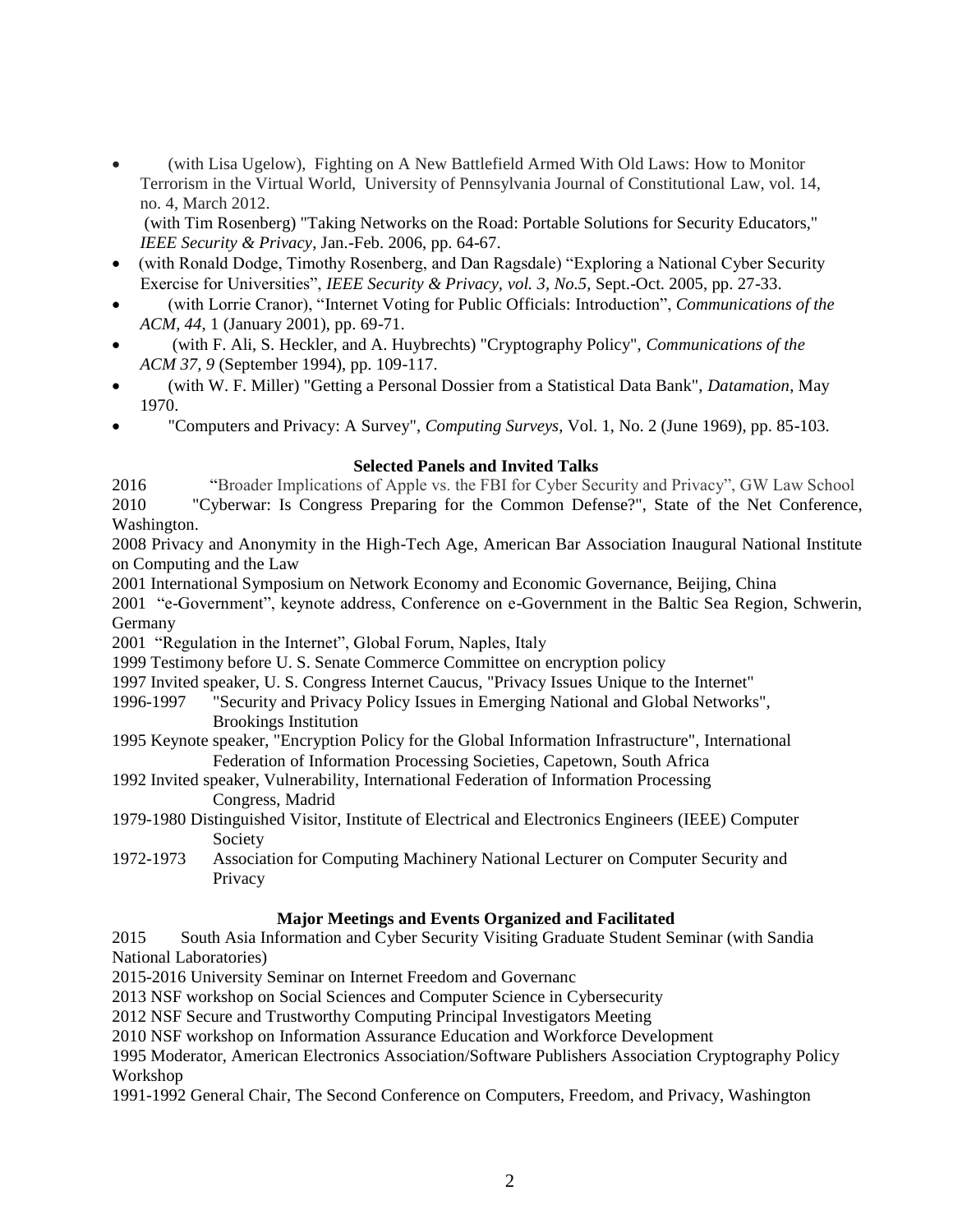- (with Lisa Ugelow), Fighting on A New Battlefield Armed With Old Laws: How to Monitor Terrorism in the Virtual World, University of Pennsylvania Journal of Constitutional Law, vol. 14, no. 4, March 2012.
  (with Tim Rosenberg) "Taking Networks on the Road: Portable Solutions for Security Educators," *IEEE Security & Privacy*, Jan.-Feb. 2006, pp. 64-67.
- (with Ronald Dodge, Timothy Rosenberg, and Dan Ragsdale) "Exploring a National Cyber Security Exercise for Universities", *IEEE Security & Privacy, vol. 3, No.5,* Sept.-Oct. 2005, pp. 27-33.
- (with Lorrie Cranor), "Internet Voting for Public Officials: Introduction", *Communications of the ACM, 44*, 1 (January 2001), pp. 69-71.
- (with F. Ali, S. Heckler, and A. Huybrechts) "Cryptography Policy", *Communications of the ACM 37, 9* (September 1994), pp. 109-117.
- (with W. F. Miller) "Getting a Personal Dossier from a Statistical Data Bank", *Datamation*, May 1970.
- "Computers and Privacy: A Survey", *Computing Surveys*, Vol. 1, No. 2 (June 1969), pp. 85-103.

**Selected Panels and Invited Talks**

2016 "Broader Implications of Apple vs. the FBI for Cyber Security and Privacy", GW Law School

2010 "Cyberwar: Is Congress Preparing for the Common Defense?", State of the Net Conference, Washington.

2008 Privacy and Anonymity in the High-Tech Age, American Bar Association Inaugural National Institute on Computing and the Law

2001 International Symposium on Network Economy and Economic Governance, Beijing, China

2001 "e-Government", keynote address, Conference on e-Government in the Baltic Sea Region, Schwerin, Germany

2001 "Regulation in the Internet", Global Forum, Naples, Italy

1999 Testimony before U. S. Senate Commerce Committee on encryption policy

1997 Invited speaker, U. S. Congress Internet Caucus, "Privacy Issues Unique to the Internet"

1996-1997 "Security and Privacy Policy Issues in Emerging National and Global Networks", Brookings Institution

1995 Keynote speaker, "Encryption Policy for the Global Information Infrastructure", International Federation of Information Processing Societies, Capetown, South Africa

1992 Invited speaker, Vulnerability, International Federation of Information Processing Congress, Madrid

1979-1980 Distinguished Visitor, Institute of Electrical and Electronics Engineers (IEEE) Computer Society

1972-1973 Association for Computing Machinery National Lecturer on Computer Security and Privacy

**Major Meetings and Events Organized and Facilitated**

2015 South Asia Information and Cyber Security Visiting Graduate Student Seminar (with Sandia National Laboratories)

2015-2016 University Seminar on Internet Freedom and Governanc

2013 NSF workshop on Social Sciences and Computer Science in Cybersecurity

2012 NSF Secure and Trustworthy Computing Principal Investigators Meeting

2010 NSF workshop on Information Assurance Education and Workforce Development

1995 Moderator, American Electronics Association/Software Publishers Association Cryptography Policy Workshop

1991-1992 General Chair, The Second Conference on Computers, Freedom, and Privacy, Washington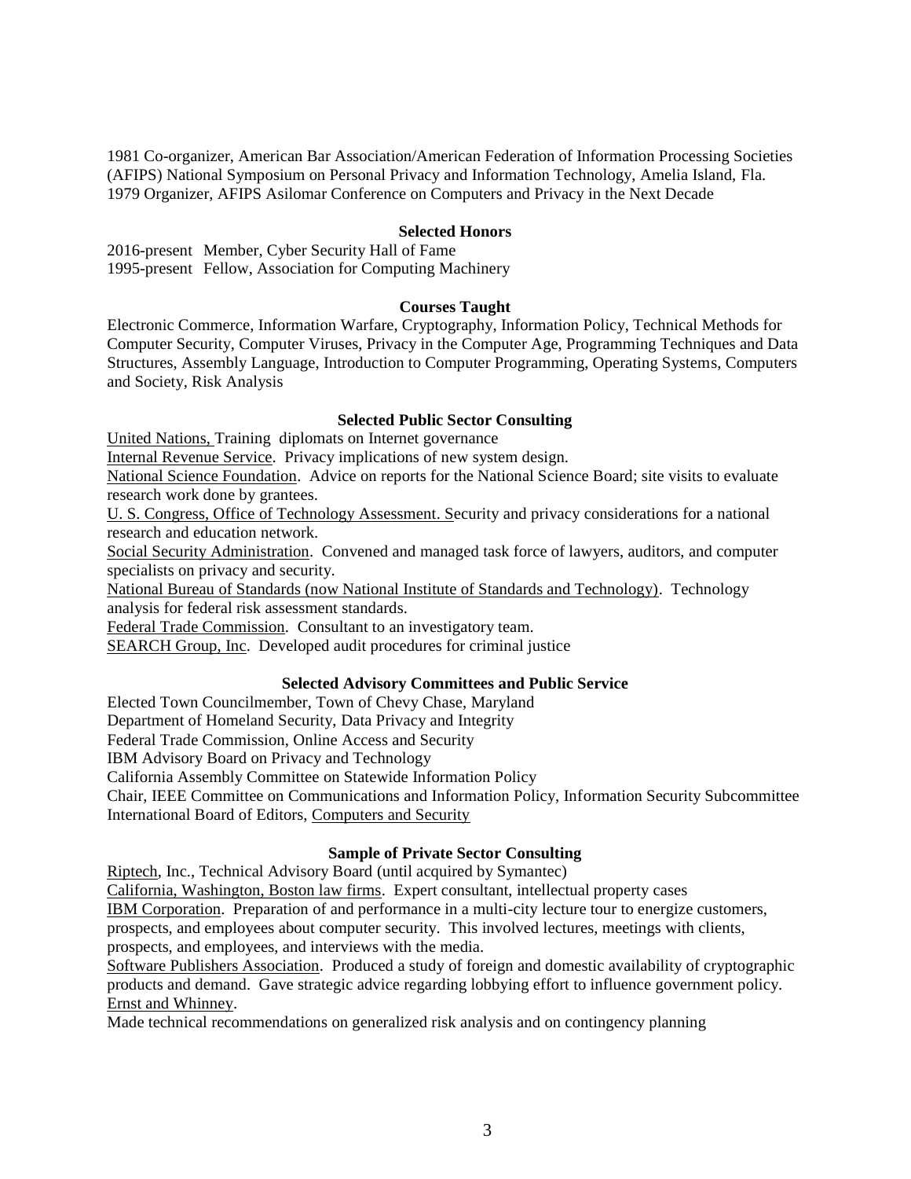1981 Co-organizer, American Bar Association/American Federation of Information Processing Societies (AFIPS) National Symposium on Personal Privacy and Information Technology, Amelia Island, Fla.
1979 Organizer, AFIPS Asilomar Conference on Computers and Privacy in the Next Decade

**Selected Honors**

2016-present Member, Cyber Security Hall of Fame
1995-present Fellow, Association for Computing Machinery

**Courses Taught**

Electronic Commerce, Information Warfare, Cryptography, Information Policy, Technical Methods for Computer Security, Computer Viruses, Privacy in the Computer Age, Programming Techniques and Data Structures, Assembly Language, Introduction to Computer Programming, Operating Systems, Computers and Society, Risk Analysis

**Selected Public Sector Consulting**

United Nations, Training diplomats on Internet governance
Internal Revenue Service. Privacy implications of new system design.
National Science Foundation. Advice on reports for the National Science Board; site visits to evaluate research work done by grantees.
U. S. Congress, Office of Technology Assessment. Security and privacy considerations for a national research and education network.
Social Security Administration. Convened and managed task force of lawyers, auditors, and computer specialists on privacy and security.
National Bureau of Standards (now National Institute of Standards and Technology). Technology analysis for federal risk assessment standards.
Federal Trade Commission. Consultant to an investigatory team.
SEARCH Group, Inc. Developed audit procedures for criminal justice

**Selected Advisory Committees and Public Service**

Elected Town Councilmember, Town of Chevy Chase, Maryland
Department of Homeland Security, Data Privacy and Integrity
Federal Trade Commission, Online Access and Security
IBM Advisory Board on Privacy and Technology
California Assembly Committee on Statewide Information Policy
Chair, IEEE Committee on Communications and Information Policy, Information Security Subcommittee
International Board of Editors, Computers and Security

**Sample of Private Sector Consulting**

Riptech, Inc., Technical Advisory Board (until acquired by Symantec)
California, Washington, Boston law firms. Expert consultant, intellectual property cases
IBM Corporation. Preparation of and performance in a multi-city lecture tour to energize customers, prospects, and employees about computer security. This involved lectures, meetings with clients, prospects, and employees, and interviews with the media.
Software Publishers Association. Produced a study of foreign and domestic availability of cryptographic products and demand. Gave strategic advice regarding lobbying effort to influence government policy.
Ernst and Whinney.
Made technical recommendations on generalized risk analysis and on contingency planning